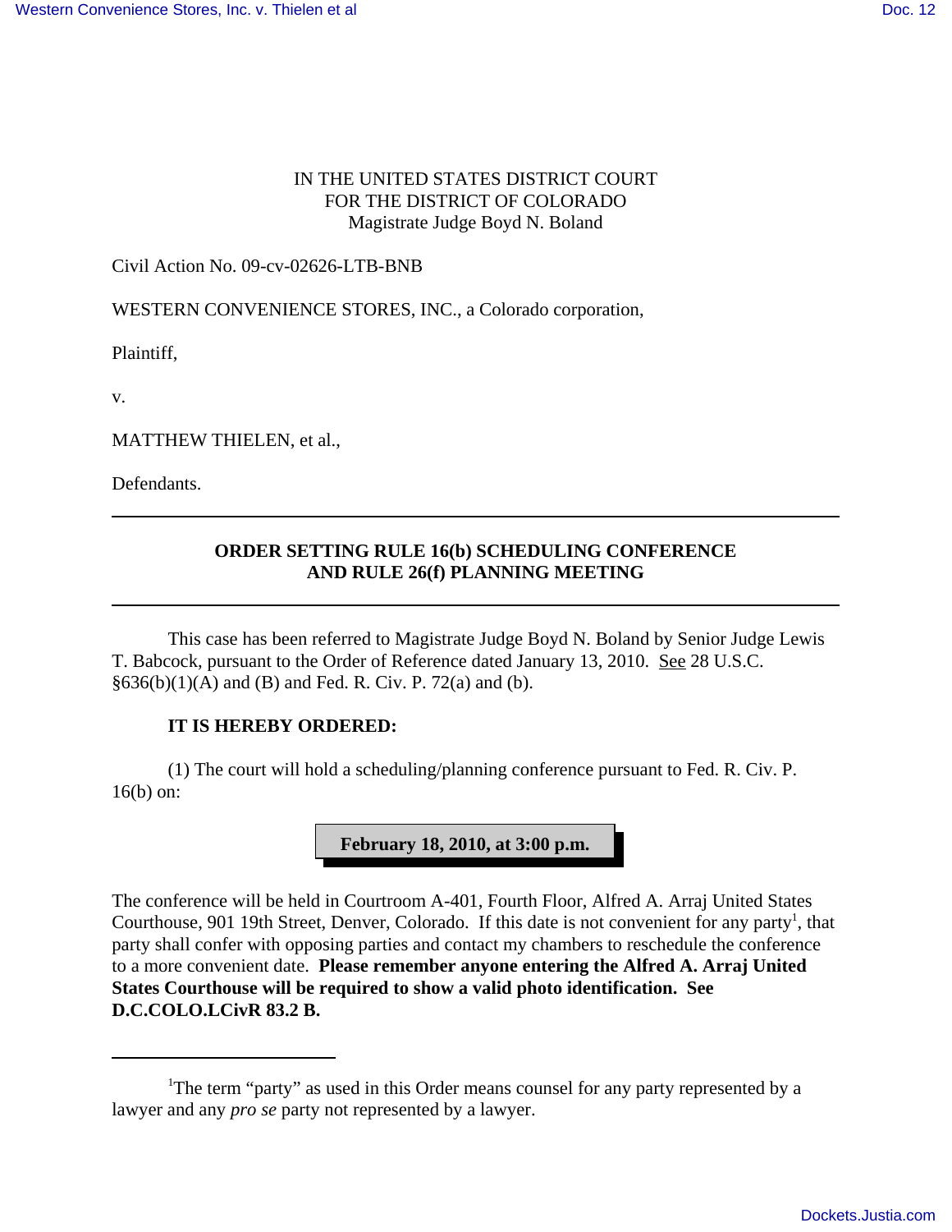IN THE UNITED STATES DISTRICT COURT
FOR THE DISTRICT OF COLORADO
Magistrate Judge Boyd N. Boland

Civil Action No. 09-cv-02626-LTB-BNB

WESTERN CONVENIENCE STORES, INC., a Colorado corporation,

Plaintiff,

v.

MATTHEW THIELEN, et al.,

Defendants.

---

**ORDER SETTING RULE 16(b) SCHEDULING CONFERENCE AND RULE 26(f) PLANNING MEETING**

---

This case has been referred to Magistrate Judge Boyd N. Boland by Senior Judge Lewis T. Babcock, pursuant to the Order of Reference dated January 13, 2010. See 28 U.S.C. §636(b)(1)(A) and (B) and Fed. R. Civ. P. 72(a) and (b).

**IT IS HEREBY ORDERED:**

(1) The court will hold a scheduling/planning conference pursuant to Fed. R. Civ. P. 16(b) on:

**February 18, 2010, at 3:00 p.m.**

The conference will be held in Courtroom A-401, Fourth Floor, Alfred A. Arraj United States Courthouse, 901 19th Street, Denver, Colorado. If this date is not convenient for any party[1], that party shall confer with opposing parties and contact my chambers to reschedule the conference to a more convenient date. **Please remember anyone entering the Alfred A. Arraj United States Courthouse will be required to show a valid photo identification. See D.C.COLO.LCivR 83.2 B.**

---

[1]The term "party" as used in this Order means counsel for any party represented by a lawyer and any *pro se* party not represented by a lawyer.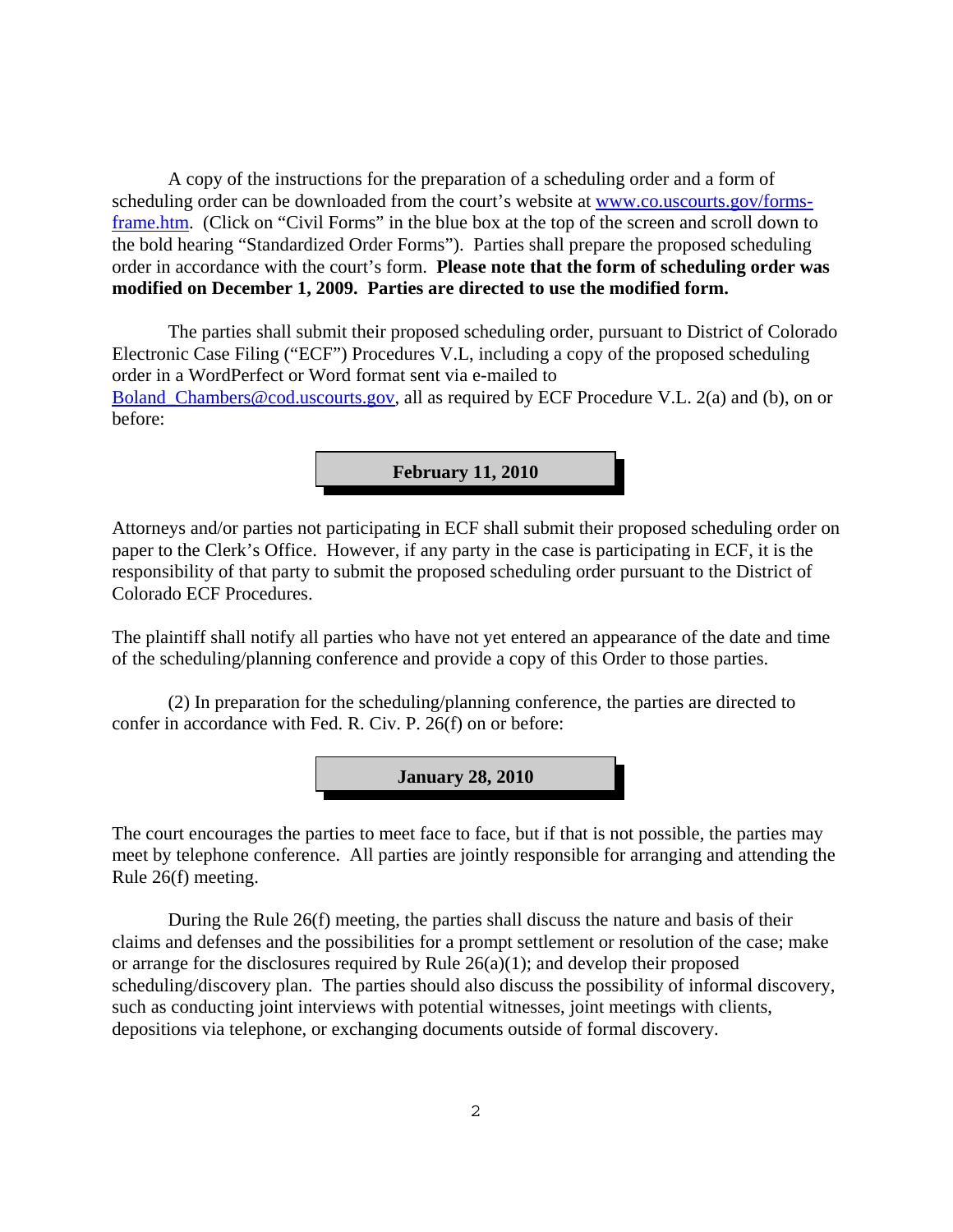A copy of the instructions for the preparation of a scheduling order and a form of scheduling order can be downloaded from the court's website at [www.co.uscourts.gov/forms-frame.htm](http://www.co.uscourts.gov/forms-frame.htm). (Click on "Civil Forms" in the blue box at the top of the screen and scroll down to the bold hearing "Standardized Order Forms"). Parties shall prepare the proposed scheduling order in accordance with the court's form. **Please note that the form of scheduling order was modified on December 1, 2009. Parties are directed to use the modified form.**

The parties shall submit their proposed scheduling order, pursuant to District of Colorado Electronic Case Filing ("ECF") Procedures V.L, including a copy of the proposed scheduling order in a WordPerfect or Word format sent via e-mailed to [Boland_Chambers@cod.uscourts.gov](mailto:Boland_Chambers@cod.uscourts.gov), all as required by ECF Procedure V.L. 2(a) and (b), on or before:

**February 11, 2010**

Attorneys and/or parties not participating in ECF shall submit their proposed scheduling order on paper to the Clerk's Office. However, if any party in the case is participating in ECF, it is the responsibility of that party to submit the proposed scheduling order pursuant to the District of Colorado ECF Procedures.

The plaintiff shall notify all parties who have not yet entered an appearance of the date and time of the scheduling/planning conference and provide a copy of this Order to those parties.

(2) In preparation for the scheduling/planning conference, the parties are directed to confer in accordance with Fed. R. Civ. P. 26(f) on or before:

**January 28, 2010**

The court encourages the parties to meet face to face, but if that is not possible, the parties may meet by telephone conference. All parties are jointly responsible for arranging and attending the Rule 26(f) meeting.

During the Rule 26(f) meeting, the parties shall discuss the nature and basis of their claims and defenses and the possibilities for a prompt settlement or resolution of the case; make or arrange for the disclosures required by Rule 26(a)(1); and develop their proposed scheduling/discovery plan. The parties should also discuss the possibility of informal discovery, such as conducting joint interviews with potential witnesses, joint meetings with clients, depositions via telephone, or exchanging documents outside of formal discovery.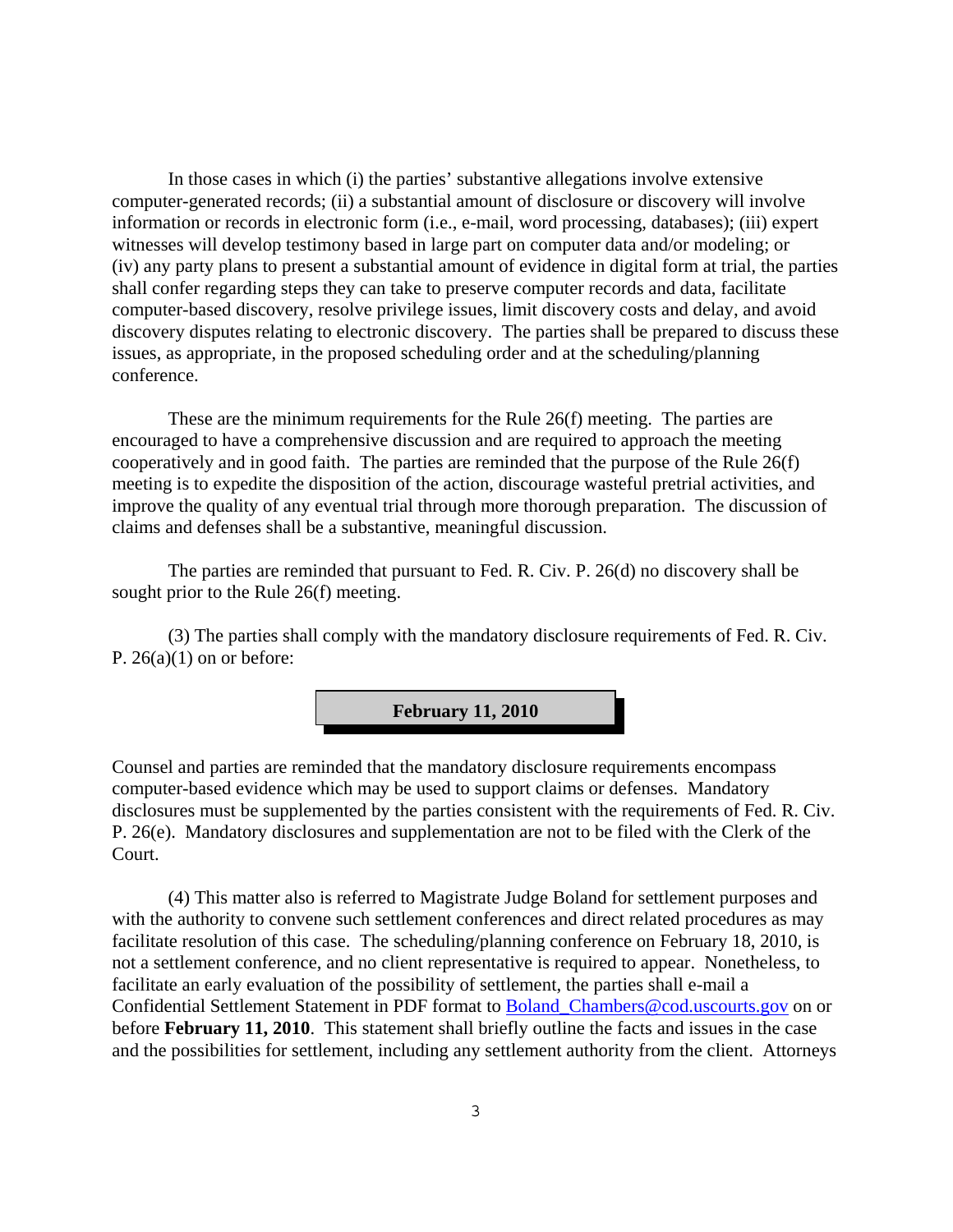In those cases in which (i) the parties' substantive allegations involve extensive computer-generated records; (ii) a substantial amount of disclosure or discovery will involve information or records in electronic form (i.e., e-mail, word processing, databases); (iii) expert witnesses will develop testimony based in large part on computer data and/or modeling; or (iv) any party plans to present a substantial amount of evidence in digital form at trial, the parties shall confer regarding steps they can take to preserve computer records and data, facilitate computer-based discovery, resolve privilege issues, limit discovery costs and delay, and avoid discovery disputes relating to electronic discovery. The parties shall be prepared to discuss these issues, as appropriate, in the proposed scheduling order and at the scheduling/planning conference.

These are the minimum requirements for the Rule 26(f) meeting. The parties are encouraged to have a comprehensive discussion and are required to approach the meeting cooperatively and in good faith. The parties are reminded that the purpose of the Rule 26(f) meeting is to expedite the disposition of the action, discourage wasteful pretrial activities, and improve the quality of any eventual trial through more thorough preparation. The discussion of claims and defenses shall be a substantive, meaningful discussion.

The parties are reminded that pursuant to Fed. R. Civ. P. 26(d) no discovery shall be sought prior to the Rule 26(f) meeting.

(3) The parties shall comply with the mandatory disclosure requirements of Fed. R. Civ. P. 26(a)(1) on or before:

**February 11, 2010**

Counsel and parties are reminded that the mandatory disclosure requirements encompass computer-based evidence which may be used to support claims or defenses. Mandatory disclosures must be supplemented by the parties consistent with the requirements of Fed. R. Civ. P. 26(e). Mandatory disclosures and supplementation are not to be filed with the Clerk of the Court.

(4) This matter also is referred to Magistrate Judge Boland for settlement purposes and with the authority to convene such settlement conferences and direct related procedures as may facilitate resolution of this case. The scheduling/planning conference on February 18, 2010, is not a settlement conference, and no client representative is required to appear. Nonetheless, to facilitate an early evaluation of the possibility of settlement, the parties shall e-mail a Confidential Settlement Statement in PDF format to Boland_Chambers@cod.uscourts.gov on or before **February 11, 2010**. This statement shall briefly outline the facts and issues in the case and the possibilities for settlement, including any settlement authority from the client. Attorneys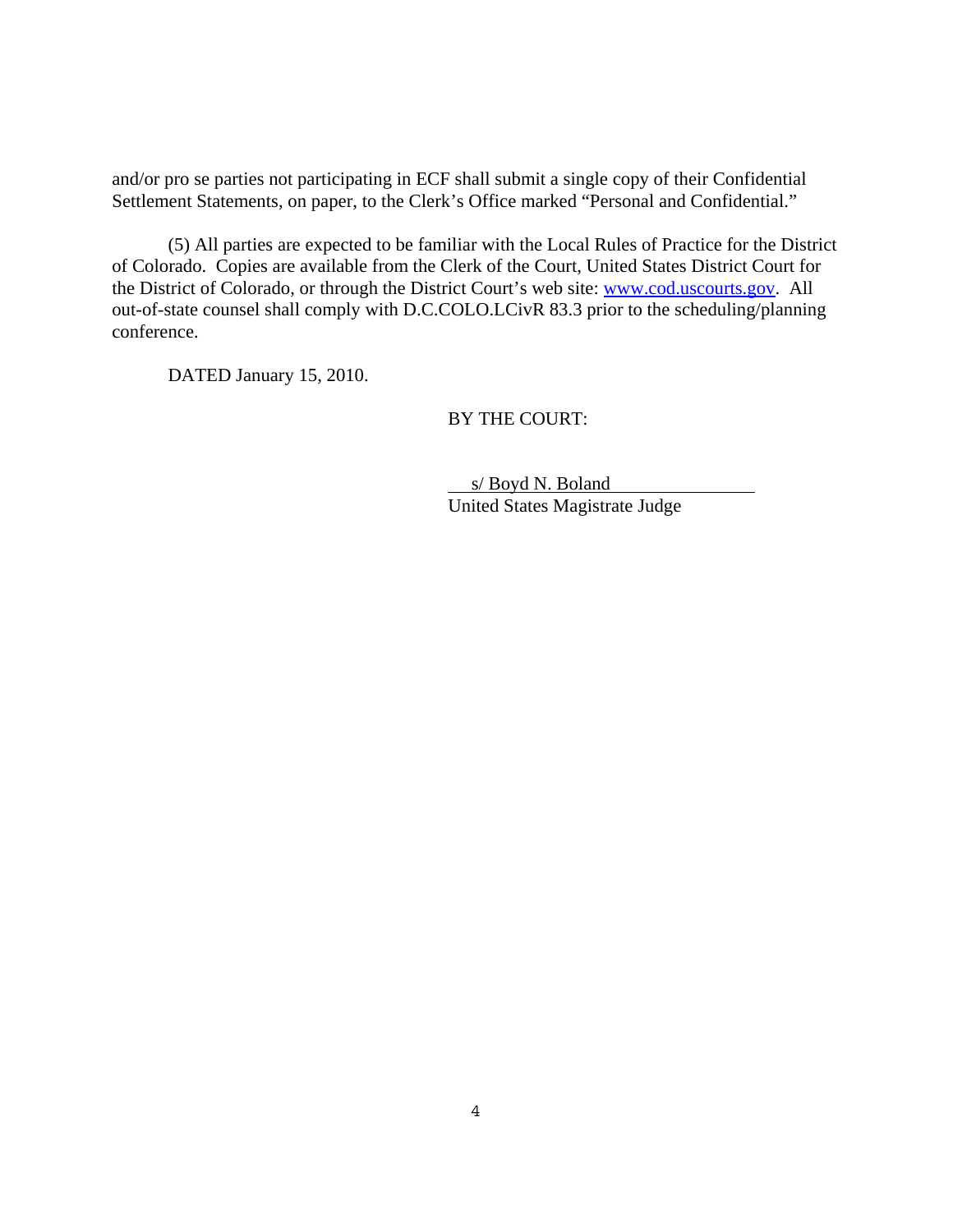and/or pro se parties not participating in ECF shall submit a single copy of their Confidential Settlement Statements, on paper, to the Clerk's Office marked "Personal and Confidential."

(5) All parties are expected to be familiar with the Local Rules of Practice for the District of Colorado. Copies are available from the Clerk of the Court, United States District Court for the District of Colorado, or through the District Court's web site: www.cod.uscourts.gov. All out-of-state counsel shall comply with D.C.COLO.LCivR 83.3 prior to the scheduling/planning conference.

DATED January 15, 2010.

BY THE COURT:

s/ Boyd N. Boland
United States Magistrate Judge